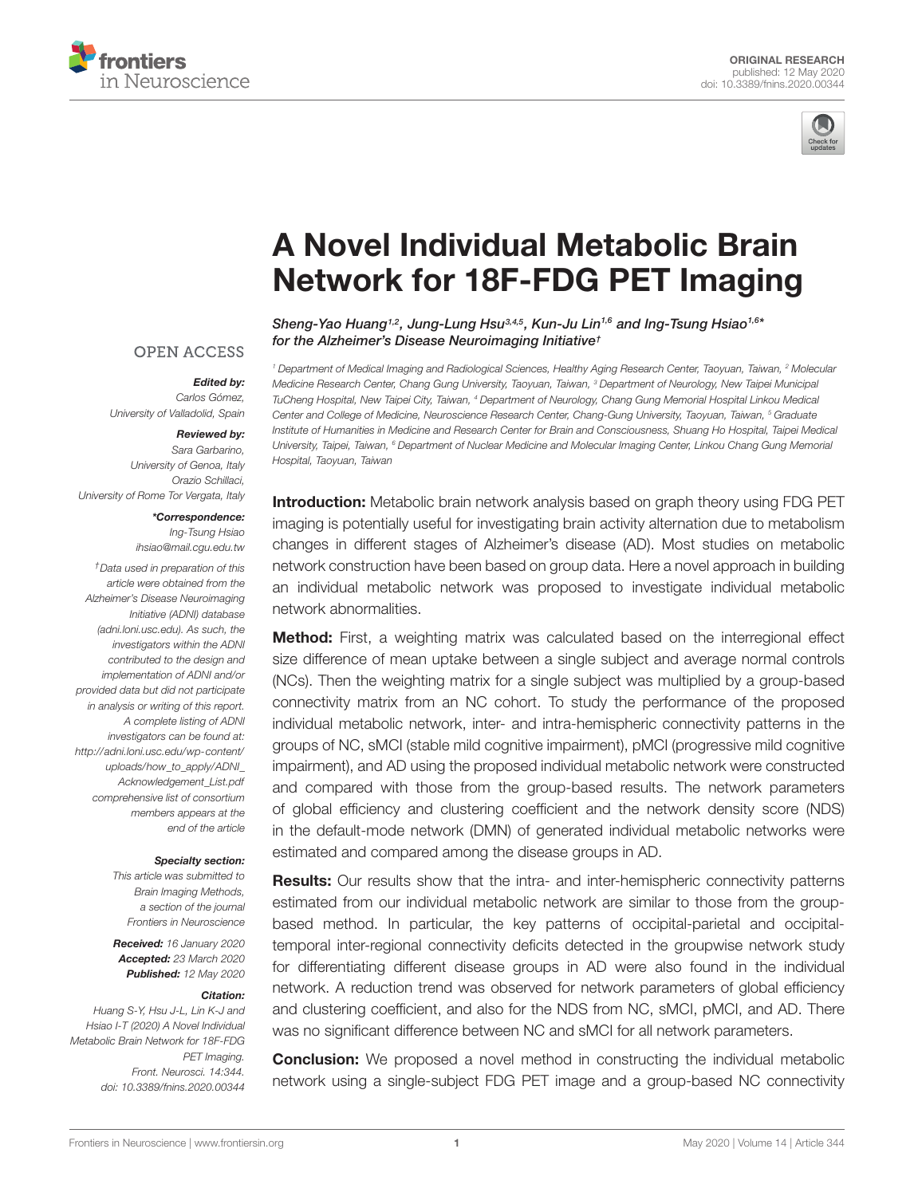ORIGINAL RESEARCH
published: 12 May 2020
doi: 10.3389/fnins.2020.00344

# A Novel Individual Metabolic Brain Network for 18F-FDG PET Imaging

*Sheng-Yao Huang[1,2], Jung-Lung Hsu[3,4,5], Kun-Ju Lin[1,6] and Ing-Tsung Hsiao[1,6]* for the Alzheimer's Disease Neuroimaging Initiative†*

[1] Department of Medical Imaging and Radiological Sciences, Healthy Aging Research Center, Taoyuan, Taiwan, [2] Molecular Medicine Research Center, Chang Gung University, Taoyuan, Taiwan, [3] Department of Neurology, New Taipei Municipal TuCheng Hospital, New Taipei City, Taiwan, [4] Department of Neurology, Chang Gung Memorial Hospital Linkou Medical Center and College of Medicine, Neuroscience Research Center, Chang-Gung University, Taoyuan, Taiwan, [5] Graduate Institute of Humanities in Medicine and Research Center for Brain and Consciousness, Shuang Ho Hospital, Taipei Medical University, Taipei, Taiwan, [6] Department of Nuclear Medicine and Molecular Imaging Center, Linkou Chang Gung Memorial Hospital, Taoyuan, Taiwan

OPEN ACCESS

**Edited by:**
Carlos Gómez,
University of Valladolid, Spain

**Reviewed by:**
Sara Garbarino,
University of Genoa, Italy
Orazio Schillaci,
University of Rome Tor Vergata, Italy

***Correspondence:**
Ing-Tsung Hsiao
ihsiao@mail.cgu.edu.tw

†Data used in preparation of this article were obtained from the Alzheimer's Disease Neuroimaging Initiative (ADNI) database (adni.loni.usc.edu). As such, the investigators within the ADNI contributed to the design and implementation of ADNI and/or provided data but did not participate in analysis or writing of this report. A complete listing of ADNI investigators can be found at: http://adni.loni.usc.edu/wp-content/uploads/how_to_apply/ADNI_Acknowledgement_List.pdf comprehensive list of consortium members appears at the end of the article

**Specialty section:**
This article was submitted to Brain Imaging Methods, a section of the journal Frontiers in Neuroscience

**Received:** 16 January 2020
**Accepted:** 23 March 2020
**Published:** 12 May 2020

**Citation:**
Huang S-Y, Hsu J-L, Lin K-J and Hsiao I-T (2020) A Novel Individual Metabolic Brain Network for 18F-FDG PET Imaging. Front. Neurosci. 14:344. doi: 10.3389/fnins.2020.00344

**Introduction:** Metabolic brain network analysis based on graph theory using FDG PET imaging is potentially useful for investigating brain activity alternation due to metabolism changes in different stages of Alzheimer's disease (AD). Most studies on metabolic network construction have been based on group data. Here a novel approach in building an individual metabolic network was proposed to investigate individual metabolic network abnormalities.

**Method:** First, a weighting matrix was calculated based on the interregional effect size difference of mean uptake between a single subject and average normal controls (NCs). Then the weighting matrix for a single subject was multiplied by a group-based connectivity matrix from an NC cohort. To study the performance of the proposed individual metabolic network, inter- and intra-hemispheric connectivity patterns in the groups of NC, sMCI (stable mild cognitive impairment), pMCI (progressive mild cognitive impairment), and AD using the proposed individual metabolic network were constructed and compared with those from the group-based results. The network parameters of global efficiency and clustering coefficient and the network density score (NDS) in the default-mode network (DMN) of generated individual metabolic networks were estimated and compared among the disease groups in AD.

**Results:** Our results show that the intra- and inter-hemispheric connectivity patterns estimated from our individual metabolic network are similar to those from the group-based method. In particular, the key patterns of occipital-parietal and occipital-temporal inter-regional connectivity deficits detected in the groupwise network study for differentiating different disease groups in AD were also found in the individual network. A reduction trend was observed for network parameters of global efficiency and clustering coefficient, and also for the NDS from NC, sMCI, pMCI, and AD. There was no significant difference between NC and sMCI for all network parameters.

**Conclusion:** We proposed a novel method in constructing the individual metabolic network using a single-subject FDG PET image and a group-based NC connectivity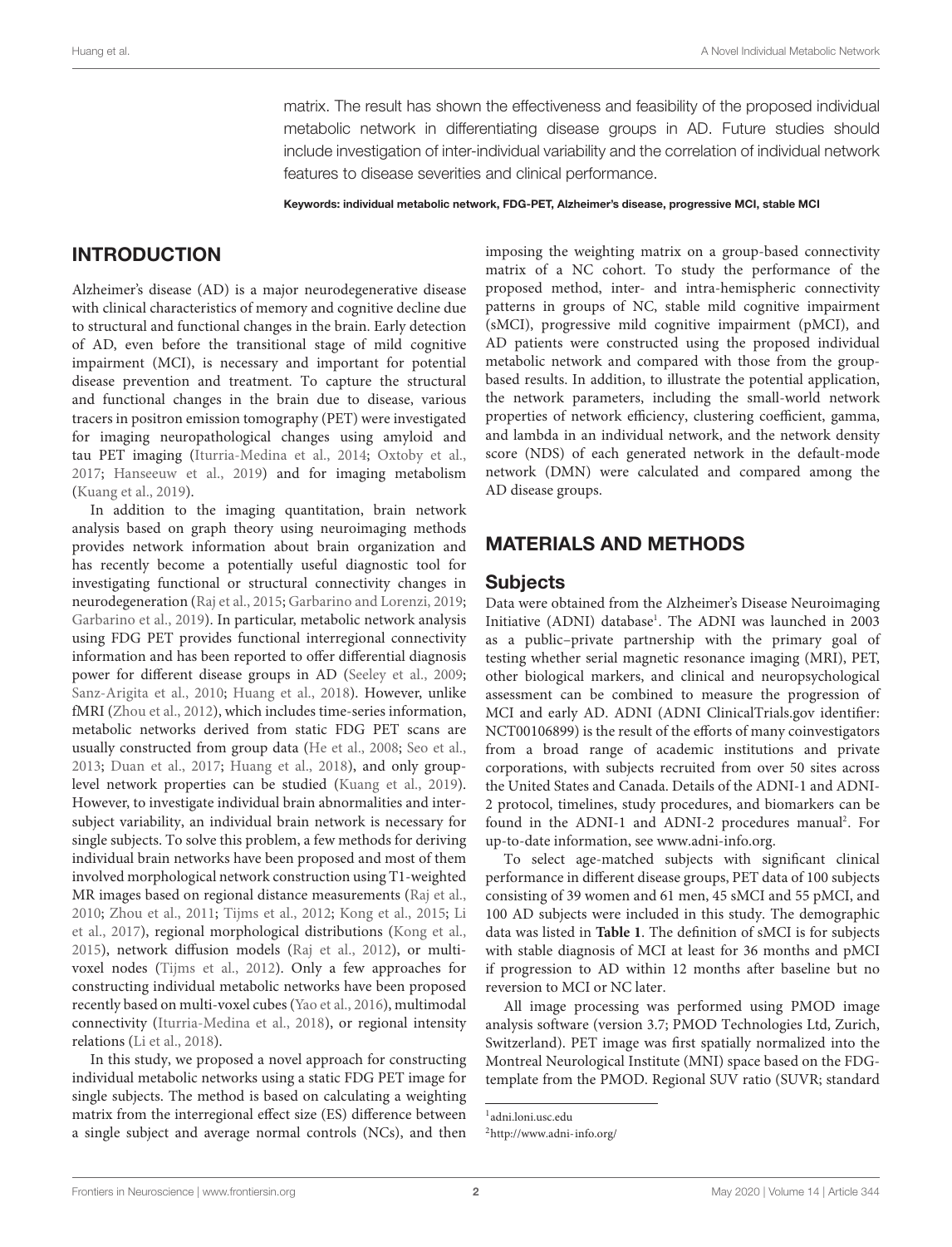matrix. The result has shown the effectiveness and feasibility of the proposed individual metabolic network in differentiating disease groups in AD. Future studies should include investigation of inter-individual variability and the correlation of individual network features to disease severities and clinical performance.

**Keywords: individual metabolic network, FDG-PET, Alzheimer's disease, progressive MCI, stable MCI**

## INTRODUCTION

Alzheimer's disease (AD) is a major neurodegenerative disease with clinical characteristics of memory and cognitive decline due to structural and functional changes in the brain. Early detection of AD, even before the transitional stage of mild cognitive impairment (MCI), is necessary and important for potential disease prevention and treatment. To capture the structural and functional changes in the brain due to disease, various tracers in positron emission tomography (PET) were investigated for imaging neuropathological changes using amyloid and tau PET imaging (Iturria-Medina et al., 2014; Oxtoby et al., 2017; Hanseeuw et al., 2019) and for imaging metabolism (Kuang et al., 2019).

In addition to the imaging quantitation, brain network analysis based on graph theory using neuroimaging methods provides network information about brain organization and has recently become a potentially useful diagnostic tool for investigating functional or structural connectivity changes in neurodegeneration (Raj et al., 2015; Garbarino and Lorenzi, 2019; Garbarino et al., 2019). In particular, metabolic network analysis using FDG PET provides functional interregional connectivity information and has been reported to offer differential diagnosis power for different disease groups in AD (Seeley et al., 2009; Sanz-Arigita et al., 2010; Huang et al., 2018). However, unlike fMRI (Zhou et al., 2012), which includes time-series information, metabolic networks derived from static FDG PET scans are usually constructed from group data (He et al., 2008; Seo et al., 2013; Duan et al., 2017; Huang et al., 2018), and only group-level network properties can be studied (Kuang et al., 2019). However, to investigate individual brain abnormalities and inter-subject variability, an individual brain network is necessary for single subjects. To solve this problem, a few methods for deriving individual brain networks have been proposed and most of them involved morphological network construction using T1-weighted MR images based on regional distance measurements (Raj et al., 2010; Zhou et al., 2011; Tijms et al., 2012; Kong et al., 2015; Li et al., 2017), regional morphological distributions (Kong et al., 2015), network diffusion models (Raj et al., 2012), or multi-voxel nodes (Tijms et al., 2012). Only a few approaches for constructing individual metabolic networks have been proposed recently based on multi-voxel cubes (Yao et al., 2016), multimodal connectivity (Iturria-Medina et al., 2018), or regional intensity relations (Li et al., 2018).

In this study, we proposed a novel approach for constructing individual metabolic networks using a static FDG PET image for single subjects. The method is based on calculating a weighting matrix from the interregional effect size (ES) difference between a single subject and average normal controls (NCs), and then imposing the weighting matrix on a group-based connectivity matrix of a NC cohort. To study the performance of the proposed method, inter- and intra-hemispheric connectivity patterns in groups of NC, stable mild cognitive impairment (sMCI), progressive mild cognitive impairment (pMCI), and AD patients were constructed using the proposed individual metabolic network and compared with those from the group-based results. In addition, to illustrate the potential application, the network parameters, including the small-world network properties of network efficiency, clustering coefficient, gamma, and lambda in an individual network, and the network density score (NDS) of each generated network in the default-mode network (DMN) were calculated and compared among the AD disease groups.

## MATERIALS AND METHODS

### Subjects

Data were obtained from the Alzheimer's Disease Neuroimaging Initiative (ADNI) database[1]. The ADNI was launched in 2003 as a public–private partnership with the primary goal of testing whether serial magnetic resonance imaging (MRI), PET, other biological markers, and clinical and neuropsychological assessment can be combined to measure the progression of MCI and early AD. ADNI (ADNI ClinicalTrials.gov identifier: NCT00106899) is the result of the efforts of many coinvestigators from a broad range of academic institutions and private corporations, with subjects recruited from over 50 sites across the United States and Canada. Details of the ADNI-1 and ADNI-2 protocol, timelines, study procedures, and biomarkers can be found in the ADNI-1 and ADNI-2 procedures manual[2]. For up-to-date information, see www.adni-info.org.

To select age-matched subjects with significant clinical performance in different disease groups, PET data of 100 subjects consisting of 39 women and 61 men, 45 sMCI and 55 pMCI, and 100 AD subjects were included in this study. The demographic data was listed in **Table 1**. The definition of sMCI is for subjects with stable diagnosis of MCI at least for 36 months and pMCI if progression to AD within 12 months after baseline but no reversion to MCI or NC later.

All image processing was performed using PMOD image analysis software (version 3.7; PMOD Technologies Ltd, Zurich, Switzerland). PET image was first spatially normalized into the Montreal Neurological Institute (MNI) space based on the FDG-template from the PMOD. Regional SUV ratio (SUVR; standard

[1] adni.loni.usc.edu

[2] http://www.adni-info.org/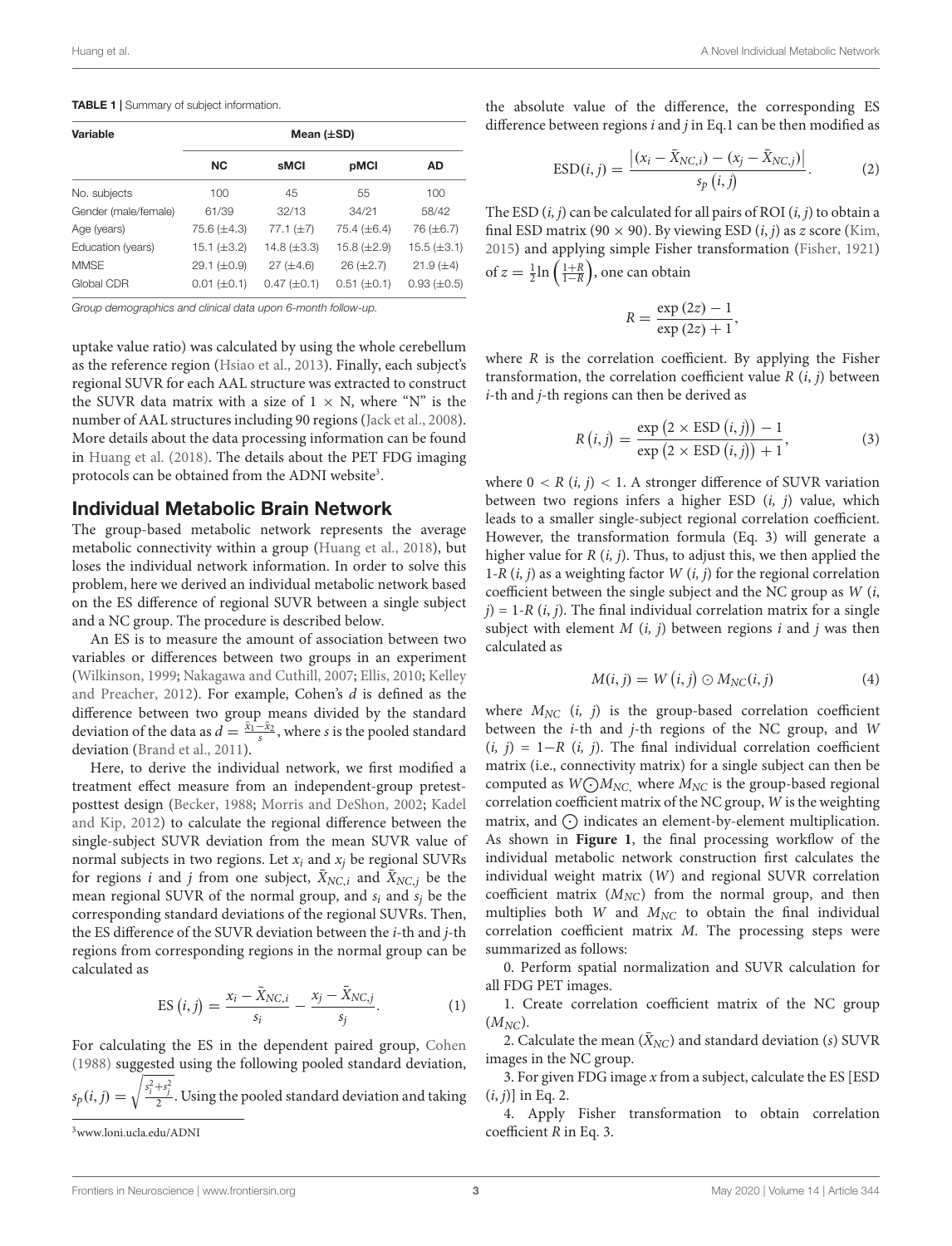**TABLE 1** | Summary of subject information.

| Variable | Mean (±SD) | | | |
|---|---|---|---|---|
| | **NC** | **sMCI** | **pMCI** | **AD** |
| No. subjects | 100 | 45 | 55 | 100 |
| Gender (male/female) | 61/39 | 32/13 | 34/21 | 58/42 |
| Age (years) | 75.6 (±4.3) | 77.1 (±7) | 75.4 (±6.4) | 76 (±6.7) |
| Education (years) | 15.1 (±3.2) | 14.8 (±3.3) | 15.8 (±2.9) | 15.5 (±3.1) |
| MMSE | 29.1 (±0.9) | 27 (±4.6) | 26 (±2.7) | 21.9 (±4) |
| Global CDR | 0.01 (±0.1) | 0.47 (±0.1) | 0.51 (±0.1) | 0.93 (±0.5) |

*Group demographics and clinical data upon 6-month follow-up.*

uptake value ratio) was calculated by using the whole cerebellum as the reference region (Hsiao et al., 2013). Finally, each subject's regional SUVR for each AAL structure was extracted to construct the SUVR data matrix with a size of $1 \times N$, where "N" is the number of AAL structures including 90 regions (Jack et al., 2008). More details about the data processing information can be found in Huang et al. (2018). The details about the PET FDG imaging protocols can be obtained from the ADNI website[3].

## Individual Metabolic Brain Network

The group-based metabolic network represents the average metabolic connectivity within a group (Huang et al., 2018), but loses the individual network information. In order to solve this problem, here we derived an individual metabolic network based on the ES difference of regional SUVR between a single subject and a NC group. The procedure is described below.

An ES is to measure the amount of association between two variables or differences between two groups in an experiment (Wilkinson, 1999; Nakagawa and Cuthill, 2007; Ellis, 2010; Kelley and Preacher, 2012). For example, Cohen's $d$ is defined as the difference between two group means divided by the standard deviation of the data as $d = \frac{\bar{x}_1 - \bar{x}_2}{s}$, where $s$ is the pooled standard deviation (Brand et al., 2011).

Here, to derive the individual network, we first modified a treatment effect measure from an independent-group pretest-posttest design (Becker, 1988; Morris and DeShon, 2002; Kadel and Kip, 2012) to calculate the regional difference between the single-subject SUVR deviation from the mean SUVR value of normal subjects in two regions. Let $x_i$ and $x_j$ be regional SUVRs for regions $i$ and $j$ from one subject, $\bar{X}_{NC,i}$ and $\bar{X}_{NC,j}$ be the mean regional SUVR of the normal group, and $s_i$ and $s_j$ be the corresponding standard deviations of the regional SUVRs. Then, the ES difference of the SUVR deviation between the $i$-th and $j$-th regions from corresponding regions in the normal group can be calculated as

$$\text{ES}(i, j) = \frac{x_i - \bar{X}_{NC,i}}{s_i} - \frac{x_j - \bar{X}_{NC,j}}{s_j}. \quad (1)$$

For calculating the ES in the dependent paired group, Cohen (1988) suggested using the following pooled standard deviation, $s_p(i, j) = \sqrt{\frac{s_i^2 + s_j^2}{2}}$. Using the pooled standard deviation and taking the absolute value of the difference, the corresponding ES difference between regions $i$ and $j$ in Eq.1 can be then modified as

$$\text{ESD}(i, j) = \frac{\left|(x_i - \bar{X}_{NC,i}) - (x_j - \bar{X}_{NC,j})\right|}{s_p(i, j)}. \quad (2)$$

The ESD $(i, j)$ can be calculated for all pairs of ROI $(i, j)$ to obtain a final ESD matrix ($90 \times 90$). By viewing ESD $(i, j)$ as $z$ score (Kim, 2015) and applying simple Fisher transformation (Fisher, 1921) of $z = \frac{1}{2}\ln\left(\frac{1+R}{1-R}\right)$, one can obtain

$$R = \frac{\exp(2z) - 1}{\exp(2z) + 1},$$

where $R$ is the correlation coefficient. By applying the Fisher transformation, the correlation coefficient value $R(i, j)$ between $i$-th and $j$-th regions can then be derived as

$$R(i, j) = \frac{\exp(2 \times \text{ESD}(i, j)) - 1}{\exp(2 \times \text{ESD}(i, j)) + 1}, \quad (3)$$

where $0 < R(i, j) < 1$. A stronger difference of SUVR variation between two regions infers a higher ESD $(i, j)$ value, which leads to a smaller single-subject regional correlation coefficient. However, the transformation formula (Eq. 3) will generate a higher value for $R(i, j)$. Thus, to adjust this, we then applied the $1$-$R(i, j)$ as a weighting factor $W(i, j)$ for the regional correlation coefficient between the single subject and the NC group as $W(i, j) = 1$-$R(i, j)$. The final individual correlation matrix for a single subject with element $M(i, j)$ between regions $i$ and $j$ was then calculated as

$$M(i, j) = W(i, j) \odot M_{NC}(i, j) \quad (4)$$

where $M_{NC}(i, j)$ is the group-based correlation coefficient between the $i$-th and $j$-th regions of the NC group, and $W(i, j) = 1 - R(i, j)$. The final individual correlation coefficient matrix (i.e., connectivity matrix) for a single subject can then be computed as $W \odot M_{NC}$, where $M_{NC}$ is the group-based regional correlation coefficient matrix of the NC group, $W$ is the weighting matrix, and $\odot$ indicates an element-by-element multiplication. As shown in **Figure 1**, the final processing workflow of the individual metabolic network construction first calculates the individual weight matrix ($W$) and regional SUVR correlation coefficient matrix ($M_{NC}$) from the normal group, and then multiplies both $W$ and $M_{NC}$ to obtain the final individual correlation coefficient matrix $M$. The processing steps were summarized as follows:

0. Perform spatial normalization and SUVR calculation for all FDG PET images.

1. Create correlation coefficient matrix of the NC group ($M_{NC}$).

2. Calculate the mean ($\bar{X}_{NC}$) and standard deviation ($s$) SUVR images in the NC group.

3. For given FDG image $x$ from a subject, calculate the ES [ESD $(i, j)$] in Eq. 2.

4. Apply Fisher transformation to obtain correlation coefficient $R$ in Eq. 3.

[3] www.loni.ucla.edu/ADNI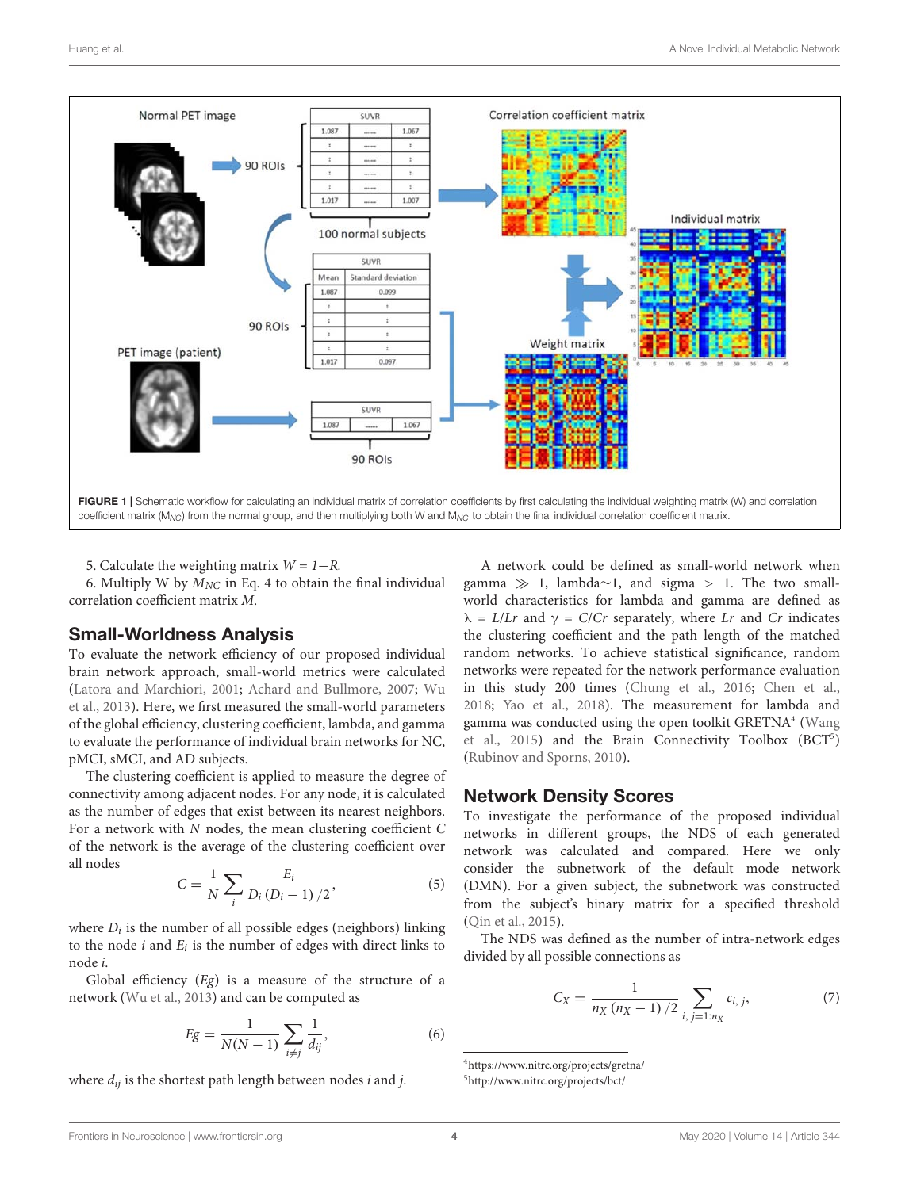FIGURE 1 | Schematic workflow for calculating an individual matrix of correlation coefficients by first calculating the individual weighting matrix (W) and correlation coefficient matrix ($M_{NC}$) from the normal group, and then multiplying both W and $M_{NC}$ to obtain the final individual correlation coefficient matrix.

5. Calculate the weighting matrix $W = 1-R$.
6. Multiply W by $M_{NC}$ in Eq. 4 to obtain the final individual correlation coefficient matrix $M$.

## Small-Worldness Analysis

To evaluate the network efficiency of our proposed individual brain network approach, small-world metrics were calculated (Latora and Marchiori, 2001; Achard and Bullmore, 2007; Wu et al., 2013). Here, we first measured the small-world parameters of the global efficiency, clustering coefficient, lambda, and gamma to evaluate the performance of individual brain networks for NC, pMCI, sMCI, and AD subjects.

The clustering coefficient is applied to measure the degree of connectivity among adjacent nodes. For any node, it is calculated as the number of edges that exist between its nearest neighbors. For a network with $N$ nodes, the mean clustering coefficient $C$ of the network is the average of the clustering coefficient over all nodes

$$C = \frac{1}{N}\sum_{i}\frac{E_i}{D_i\,(D_i - 1)/2}, \tag{5}$$

where $D_i$ is the number of all possible edges (neighbors) linking to the node $i$ and $E_i$ is the number of edges with direct links to node $i$.

Global efficiency ($Eg$) is a measure of the structure of a network (Wu et al., 2013) and can be computed as

$$Eg = \frac{1}{N(N-1)}\sum_{i \neq j}\frac{1}{d_{ij}}, \tag{6}$$

where $d_{ij}$ is the shortest path length between nodes $i$ and $j$.

A network could be defined as small-world network when gamma $\gg$ 1, lambda$\sim$1, and sigma $>$ 1. The two small-world characteristics for lambda and gamma are defined as $\lambda = L/Lr$ and $\gamma = C/Cr$ separately, where $Lr$ and $Cr$ indicates the clustering coefficient and the path length of the matched random networks. To achieve statistical significance, random networks were repeated for the network performance evaluation in this study 200 times (Chung et al., 2016; Chen et al., 2018; Yao et al., 2018). The measurement for lambda and gamma was conducted using the open toolkit GRETNA[4] (Wang et al., 2015) and the Brain Connectivity Toolbox (BCT[5]) (Rubinov and Sporns, 2010).

## Network Density Scores

To investigate the performance of the proposed individual networks in different groups, the NDS of each generated network was calculated and compared. Here we only consider the subnetwork of the default mode network (DMN). For a given subject, the subnetwork was constructed from the subject's binary matrix for a specified threshold (Qin et al., 2015).

The NDS was defined as the number of intra-network edges divided by all possible connections as

$$C_X = \frac{1}{n_X\,(n_X - 1)/2}\sum_{i,\,j=1:n_X} c_{i,\,j}, \tag{7}$$

[4] https://www.nitrc.org/projects/gretna/
[5] http://www.nitrc.org/projects/bct/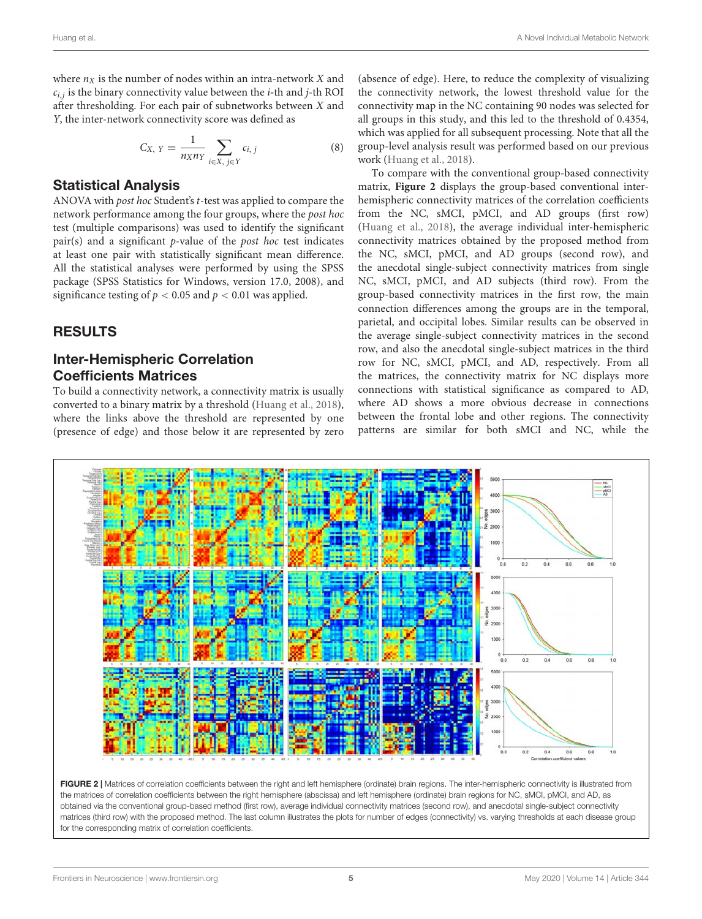where $n_X$ is the number of nodes within an intra-network $X$ and $c_{i,j}$ is the binary connectivity value between the $i$-th and $j$-th ROI after thresholding. For each pair of subnetworks between $X$ and $Y$, the inter-network connectivity score was defined as

$$C_{X,\,Y} = \frac{1}{n_X n_Y} \sum_{i \in X,\, j \in Y} c_{i,\,j} \tag{8}$$

## Statistical Analysis

ANOVA with *post hoc* Student's $t$-test was applied to compare the network performance among the four groups, where the *post hoc* test (multiple comparisons) was used to identify the significant pair(s) and a significant $p$-value of the *post hoc* test indicates at least one pair with statistically significant mean difference. All the statistical analyses were performed by using the SPSS package (SPSS Statistics for Windows, version 17.0, 2008), and significance testing of $p < 0.05$ and $p < 0.01$ was applied.

# RESULTS

## Inter-Hemispheric Correlation Coefficients Matrices

To build a connectivity network, a connectivity matrix is usually converted to a binary matrix by a threshold (Huang et al., 2018), where the links above the threshold are represented by one (presence of edge) and those below it are represented by zero (absence of edge). Here, to reduce the complexity of visualizing the connectivity network, the lowest threshold value for the connectivity map in the NC containing 90 nodes was selected for all groups in this study, and this led to the threshold of 0.4354, which was applied for all subsequent processing. Note that all the group-level analysis result was performed based on our previous work (Huang et al., 2018).

To compare with the conventional group-based connectivity matrix, **Figure 2** displays the group-based conventional inter-hemispheric connectivity matrices of the correlation coefficients from the NC, sMCI, pMCI, and AD groups (first row) (Huang et al., 2018), the average individual inter-hemispheric connectivity matrices obtained by the proposed method from the NC, sMCI, pMCI, and AD groups (second row), and the anecdotal single-subject connectivity matrices from single NC, sMCI, pMCI, and AD subjects (third row). From the group-based connectivity matrices in the first row, the main connection differences among the groups are in the temporal, parietal, and occipital lobes. Similar results can be observed in the average single-subject connectivity matrices in the second row, and also the anecdotal single-subject matrices in the third row for NC, sMCI, pMCI, and AD, respectively. From all the matrices, the connectivity matrix for NC displays more connections with statistical significance as compared to AD, where AD shows a more obvious decrease in connections between the frontal lobe and other regions. The connectivity patterns are similar for both sMCI and NC, while the

**FIGURE 2 |** Matrices of correlation coefficients between the right and left hemisphere (ordinate) brain regions. The inter-hemispheric connectivity is illustrated from the matrices of correlation coefficients between the right hemisphere (abscissa) and left hemisphere (ordinate) brain regions for NC, sMCI, pMCI, and AD, as obtained via the conventional group-based method (first row), average individual connectivity matrices (second row), and anecdotal single-subject connectivity matrices (third row) with the proposed method. The last column illustrates the plots for number of edges (connectivity) vs. varying thresholds at each disease group for the corresponding matrix of correlation coefficients.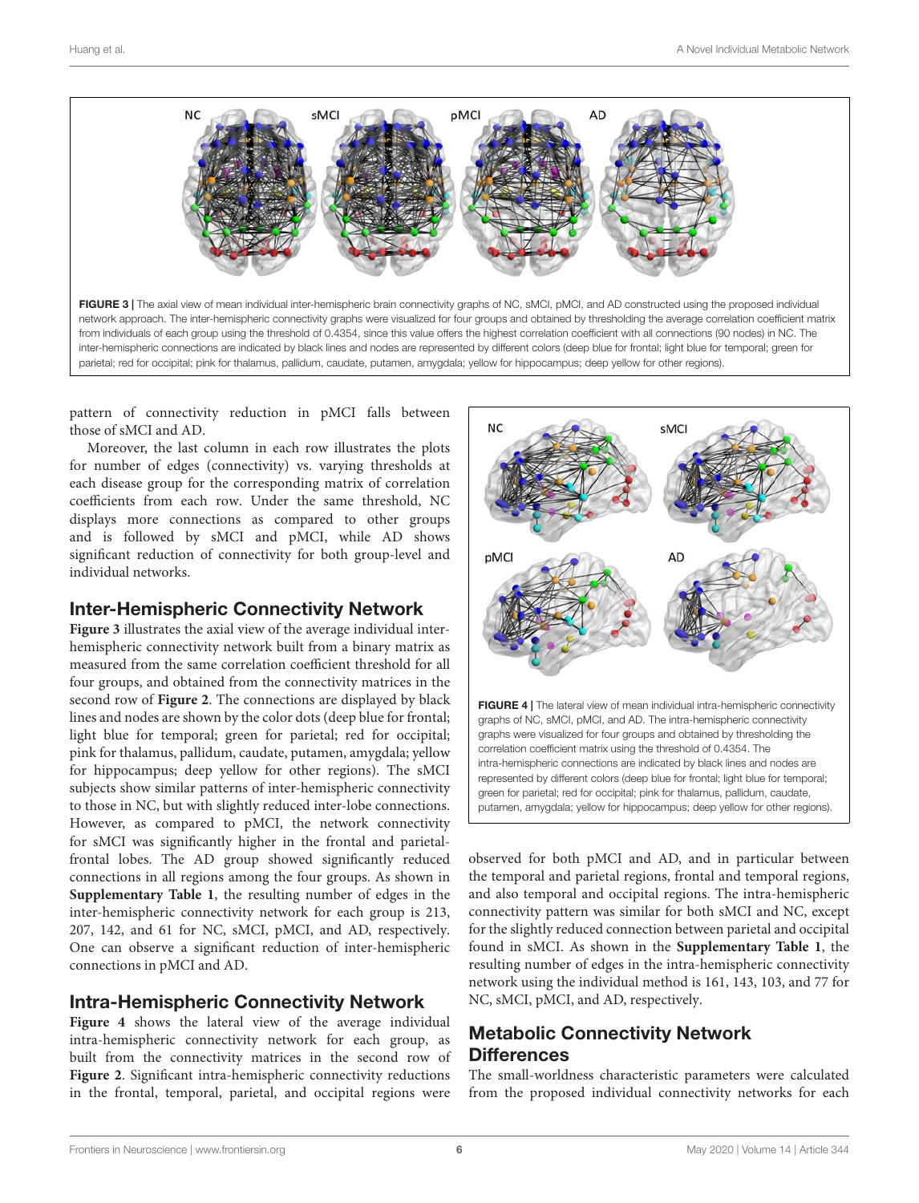FIGURE 3 | The axial view of mean individual inter-hemispheric brain connectivity graphs of NC, sMCI, pMCI, and AD constructed using the proposed individual network approach. The inter-hemispheric connectivity graphs were visualized for four groups and obtained by thresholding the average correlation coefficient matrix from individuals of each group using the threshold of 0.4354, since this value offers the highest correlation coefficient with all connections (90 nodes) in NC. The inter-hemispheric connections are indicated by black lines and nodes are represented by different colors (deep blue for frontal; light blue for temporal; green for parietal; red for occipital; pink for thalamus, pallidum, caudate, putamen, amygdala; yellow for hippocampus; deep yellow for other regions).

pattern of connectivity reduction in pMCI falls between those of sMCI and AD.

Moreover, the last column in each row illustrates the plots for number of edges (connectivity) vs. varying thresholds at each disease group for the corresponding matrix of correlation coefficients from each row. Under the same threshold, NC displays more connections as compared to other groups and is followed by sMCI and pMCI, while AD shows significant reduction of connectivity for both group-level and individual networks.

## Inter-Hemispheric Connectivity Network

**Figure 3** illustrates the axial view of the average individual inter-hemispheric connectivity network built from a binary matrix as measured from the same correlation coefficient threshold for all four groups, and obtained from the connectivity matrices in the second row of **Figure 2**. The connections are displayed by black lines and nodes are shown by the color dots (deep blue for frontal; light blue for temporal; green for parietal; red for occipital; pink for thalamus, pallidum, caudate, putamen, amygdala; yellow for hippocampus; deep yellow for other regions). The sMCI subjects show similar patterns of inter-hemispheric connectivity to those in NC, but with slightly reduced inter-lobe connections. However, as compared to pMCI, the network connectivity for sMCI was significantly higher in the frontal and parietal-frontal lobes. The AD group showed significantly reduced connections in all regions among the four groups. As shown in **Supplementary Table 1**, the resulting number of edges in the inter-hemispheric connectivity network for each group is 213, 207, 142, and 61 for NC, sMCI, pMCI, and AD, respectively. One can observe a significant reduction of inter-hemispheric connections in pMCI and AD.

## Intra-Hemispheric Connectivity Network

**Figure 4** shows the lateral view of the average individual intra-hemispheric connectivity network for each group, as built from the connectivity matrices in the second row of **Figure 2**. Significant intra-hemispheric connectivity reductions in the frontal, temporal, parietal, and occipital regions were observed for both pMCI and AD, and in particular between the temporal and parietal regions, frontal and temporal regions, and also temporal and occipital regions. The intra-hemispheric connectivity pattern was similar for both sMCI and NC, except for the slightly reduced connection between parietal and occipital found in sMCI. As shown in the **Supplementary Table 1**, the resulting number of edges in the intra-hemispheric connectivity network using the individual method is 161, 143, 103, and 77 for NC, sMCI, pMCI, and AD, respectively.

FIGURE 4 | The lateral view of mean individual intra-hemispheric connectivity graphs of NC, sMCI, pMCI, and AD. The intra-hemispheric connectivity graphs were visualized for four groups and obtained by thresholding the correlation coefficient matrix using the threshold of 0.4354. The intra-hemispheric connections are indicated by black lines and nodes are represented by different colors (deep blue for frontal; light blue for temporal; green for parietal; red for occipital; pink for thalamus, pallidum, caudate, putamen, amygdala; yellow for hippocampus; deep yellow for other regions).

## Metabolic Connectivity Network Differences

The small-worldness characteristic parameters were calculated from the proposed individual connectivity networks for each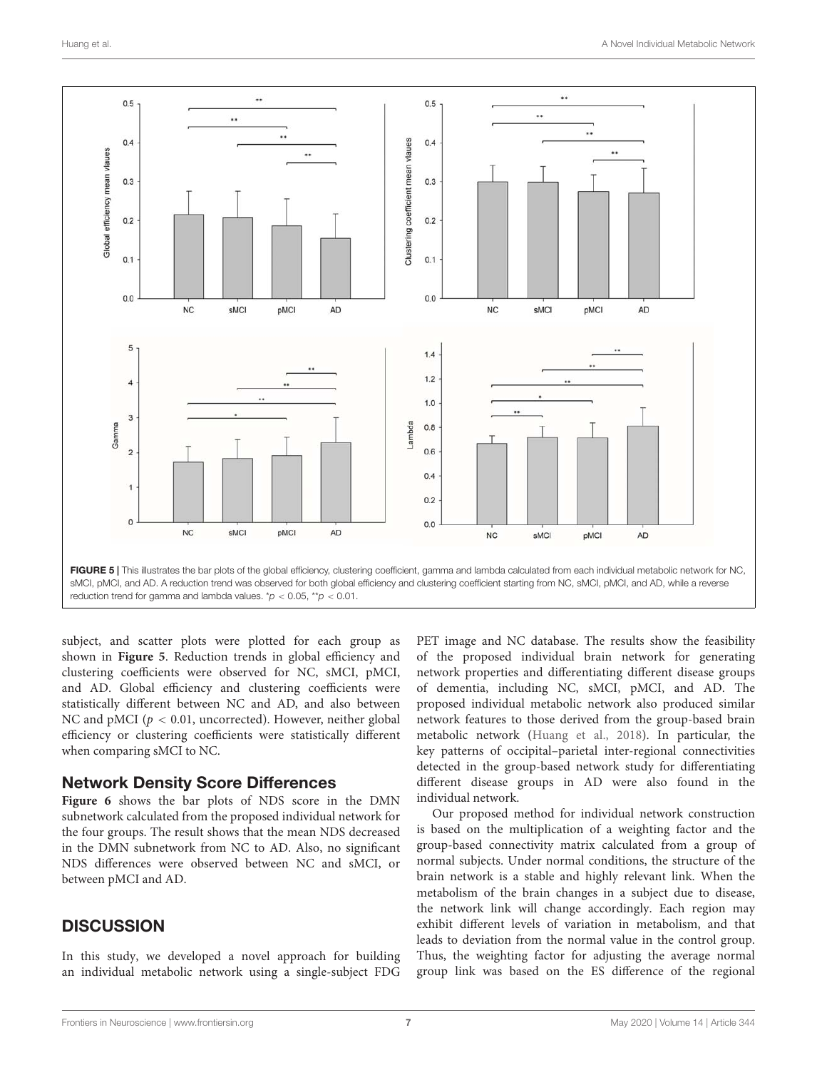FIGURE 5 | This illustrates the bar plots of the global efficiency, clustering coefficient, gamma and lambda calculated from each individual metabolic network for NC, sMCI, pMCI, and AD. A reduction trend was observed for both global efficiency and clustering coefficient starting from NC, sMCI, pMCI, and AD, while a reverse reduction trend for gamma and lambda values. $^{*}p < 0.05$, $^{**}p < 0.01$.

subject, and scatter plots were plotted for each group as shown in **Figure 5**. Reduction trends in global efficiency and clustering coefficients were observed for NC, sMCI, pMCI, and AD. Global efficiency and clustering coefficients were statistically different between NC and AD, and also between NC and pMCI ($p < 0.01$, uncorrected). However, neither global efficiency or clustering coefficients were statistically different when comparing sMCI to NC.

## Network Density Score Differences

**Figure 6** shows the bar plots of NDS score in the DMN subnetwork calculated from the proposed individual network for the four groups. The result shows that the mean NDS decreased in the DMN subnetwork from NC to AD. Also, no significant NDS differences were observed between NC and sMCI, or between pMCI and AD.

# DISCUSSION

In this study, we developed a novel approach for building an individual metabolic network using a single-subject FDG PET image and NC database. The results show the feasibility of the proposed individual brain network for generating network properties and differentiating different disease groups of dementia, including NC, sMCI, pMCI, and AD. The proposed individual metabolic network also produced similar network features to those derived from the group-based brain metabolic network (Huang et al., 2018). In particular, the key patterns of occipital–parietal inter-regional connectivities detected in the group-based network study for differentiating different disease groups in AD were also found in the individual network.

Our proposed method for individual network construction is based on the multiplication of a weighting factor and the group-based connectivity matrix calculated from a group of normal subjects. Under normal conditions, the structure of the brain network is a stable and highly relevant link. When the metabolism of the brain changes in a subject due to disease, the network link will change accordingly. Each region may exhibit different levels of variation in metabolism, and that leads to deviation from the normal value in the control group. Thus, the weighting factor for adjusting the average normal group link was based on the ES difference of the regional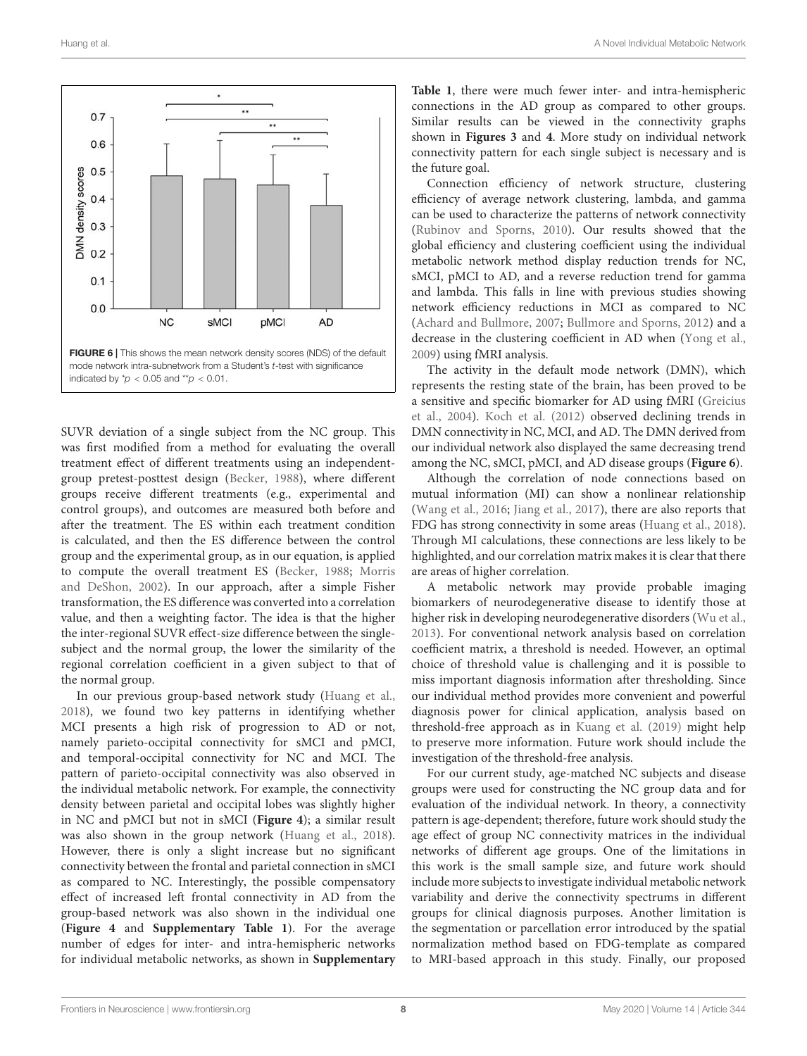FIGURE 6 | This shows the mean network density scores (NDS) of the default mode network intra-subnetwork from a Student's $t$-test with significance indicated by $^{*}p < 0.05$ and $^{**}p < 0.01$.

SUVR deviation of a single subject from the NC group. This was first modified from a method for evaluating the overall treatment effect of different treatments using an independent-group pretest-posttest design (Becker, 1988), where different groups receive different treatments (e.g., experimental and control groups), and outcomes are measured both before and after the treatment. The ES within each treatment condition is calculated, and then the ES difference between the control group and the experimental group, as in our equation, is applied to compute the overall treatment ES (Becker, 1988; Morris and DeShon, 2002). In our approach, after a simple Fisher transformation, the ES difference was converted into a correlation value, and then a weighting factor. The idea is that the higher the inter-regional SUVR effect-size difference between the single-subject and the normal group, the lower the similarity of the regional correlation coefficient in a given subject to that of the normal group.

In our previous group-based network study (Huang et al., 2018), we found two key patterns in identifying whether MCI presents a high risk of progression to AD or not, namely parieto-occipital connectivity for sMCI and pMCI, and temporal-occipital connectivity for NC and MCI. The pattern of parieto-occipital connectivity was also observed in the individual metabolic network. For example, the connectivity density between parietal and occipital lobes was slightly higher in NC and pMCI but not in sMCI (**Figure 4**); a similar result was also shown in the group network (Huang et al., 2018). However, there is only a slight increase but no significant connectivity between the frontal and parietal connection in sMCI as compared to NC. Interestingly, the possible compensatory effect of increased left frontal connectivity in AD from the group-based network was also shown in the individual one (**Figure 4** and **Supplementary Table 1**). For the average number of edges for inter- and intra-hemispheric networks for individual metabolic networks, as shown in **Supplementary Table 1**, there were much fewer inter- and intra-hemispheric connections in the AD group as compared to other groups. Similar results can be viewed in the connectivity graphs shown in **Figures 3** and **4**. More study on individual network connectivity pattern for each single subject is necessary and is the future goal.

Connection efficiency of network structure, clustering efficiency of average network clustering, lambda, and gamma can be used to characterize the patterns of network connectivity (Rubinov and Sporns, 2010). Our results showed that the global efficiency and clustering coefficient using the individual metabolic network method display reduction trends for NC, sMCI, pMCI to AD, and a reverse reduction trend for gamma and lambda. This falls in line with previous studies showing network efficiency reductions in MCI as compared to NC (Achard and Bullmore, 2007; Bullmore and Sporns, 2012) and a decrease in the clustering coefficient in AD when (Yong et al., 2009) using fMRI analysis.

The activity in the default mode network (DMN), which represents the resting state of the brain, has been proved to be a sensitive and specific biomarker for AD using fMRI (Greicius et al., 2004). Koch et al. (2012) observed declining trends in DMN connectivity in NC, MCI, and AD. The DMN derived from our individual network also displayed the same decreasing trend among the NC, sMCI, pMCI, and AD disease groups (**Figure 6**).

Although the correlation of node connections based on mutual information (MI) can show a nonlinear relationship (Wang et al., 2016; Jiang et al., 2017), there are also reports that FDG has strong connectivity in some areas (Huang et al., 2018). Through MI calculations, these connections are less likely to be highlighted, and our correlation matrix makes it is clear that there are areas of higher correlation.

A metabolic network may provide probable imaging biomarkers of neurodegenerative disease to identify those at higher risk in developing neurodegenerative disorders (Wu et al., 2013). For conventional network analysis based on correlation coefficient matrix, a threshold is needed. However, an optimal choice of threshold value is challenging and it is possible to miss important diagnosis information after thresholding. Since our individual method provides more convenient and powerful diagnosis power for clinical application, analysis based on threshold-free approach as in Kuang et al. (2019) might help to preserve more information. Future work should include the investigation of the threshold-free analysis.

For our current study, age-matched NC subjects and disease groups were used for constructing the NC group data and for evaluation of the individual network. In theory, a connectivity pattern is age-dependent; therefore, future work should study the age effect of group NC connectivity matrices in the individual networks of different age groups. One of the limitations in this work is the small sample size, and future work should include more subjects to investigate individual metabolic network variability and derive the connectivity spectrums in different groups for clinical diagnosis purposes. Another limitation is the segmentation or parcellation error introduced by the spatial normalization method based on FDG-template as compared to MRI-based approach in this study. Finally, our proposed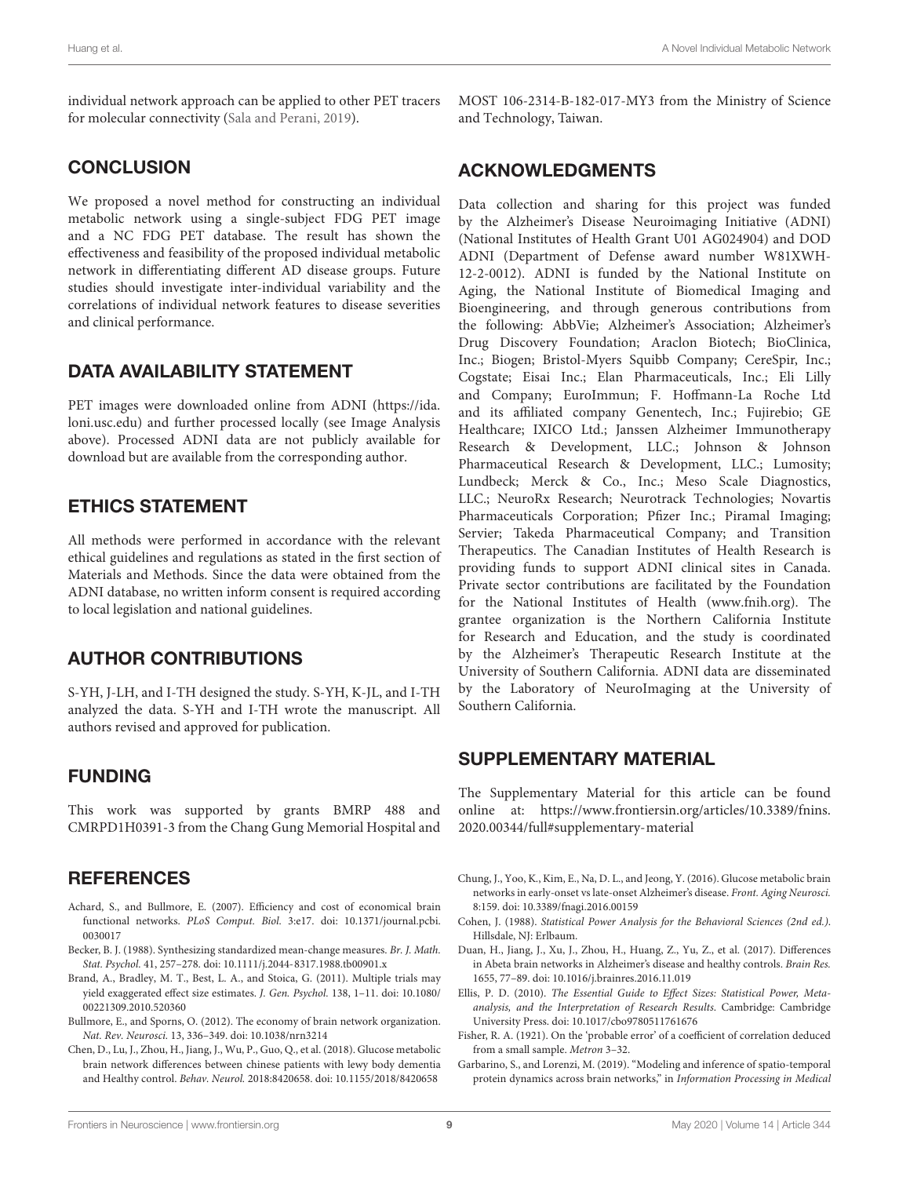individual network approach can be applied to other PET tracers for molecular connectivity (Sala and Perani, 2019).

## CONCLUSION

We proposed a novel method for constructing an individual metabolic network using a single-subject FDG PET image and a NC FDG PET database. The result has shown the effectiveness and feasibility of the proposed individual metabolic network in differentiating different AD disease groups. Future studies should investigate inter-individual variability and the correlations of individual network features to disease severities and clinical performance.

## DATA AVAILABILITY STATEMENT

PET images were downloaded online from ADNI (https://ida.loni.usc.edu) and further processed locally (see Image Analysis above). Processed ADNI data are not publicly available for download but are available from the corresponding author.

## ETHICS STATEMENT

All methods were performed in accordance with the relevant ethical guidelines and regulations as stated in the first section of Materials and Methods. Since the data were obtained from the ADNI database, no written inform consent is required according to local legislation and national guidelines.

## AUTHOR CONTRIBUTIONS

S-YH, J-LH, and I-TH designed the study. S-YH, K-JL, and I-TH analyzed the data. S-YH and I-TH wrote the manuscript. All authors revised and approved for publication.

## FUNDING

This work was supported by grants BMRP 488 and CMRPD1H0391-3 from the Chang Gung Memorial Hospital and MOST 106-2314-B-182-017-MY3 from the Ministry of Science and Technology, Taiwan.

## ACKNOWLEDGMENTS

Data collection and sharing for this project was funded by the Alzheimer's Disease Neuroimaging Initiative (ADNI) (National Institutes of Health Grant U01 AG024904) and DOD ADNI (Department of Defense award number W81XWH-12-2-0012). ADNI is funded by the National Institute on Aging, the National Institute of Biomedical Imaging and Bioengineering, and through generous contributions from the following: AbbVie; Alzheimer's Association; Alzheimer's Drug Discovery Foundation; Araclon Biotech; BioClinica, Inc.; Biogen; Bristol-Myers Squibb Company; CereSpir, Inc.; Cogstate; Eisai Inc.; Elan Pharmaceuticals, Inc.; Eli Lilly and Company; EuroImmun; F. Hoffmann-La Roche Ltd and its affiliated company Genentech, Inc.; Fujirebio; GE Healthcare; IXICO Ltd.; Janssen Alzheimer Immunotherapy Research & Development, LLC.; Johnson & Johnson Pharmaceutical Research & Development, LLC.; Lumosity; Lundbeck; Merck & Co., Inc.; Meso Scale Diagnostics, LLC.; NeuroRx Research; Neurotrack Technologies; Novartis Pharmaceuticals Corporation; Pfizer Inc.; Piramal Imaging; Servier; Takeda Pharmaceutical Company; and Transition Therapeutics. The Canadian Institutes of Health Research is providing funds to support ADNI clinical sites in Canada. Private sector contributions are facilitated by the Foundation for the National Institutes of Health (www.fnih.org). The grantee organization is the Northern California Institute for Research and Education, and the study is coordinated by the Alzheimer's Therapeutic Research Institute at the University of Southern California. ADNI data are disseminated by the Laboratory of NeuroImaging at the University of Southern California.

## SUPPLEMENTARY MATERIAL

The Supplementary Material for this article can be found online at: https://www.frontiersin.org/articles/10.3389/fnins.2020.00344/full#supplementary-material

## REFERENCES

Achard, S., and Bullmore, E. (2007). Efficiency and cost of economical brain functional networks. *PLoS Comput. Biol.* 3:e17. doi: 10.1371/journal.pcbi.0030017

Becker, B. J. (1988). Synthesizing standardized mean-change measures. *Br. J. Math. Stat. Psychol.* 41, 257–278. doi: 10.1111/j.2044-8317.1988.tb00901.x

Brand, A., Bradley, M. T., Best, L. A., and Stoica, G. (2011). Multiple trials may yield exaggerated effect size estimates. *J. Gen. Psychol.* 138, 1–11. doi: 10.1080/00221309.2010.520360

Bullmore, E., and Sporns, O. (2012). The economy of brain network organization. *Nat. Rev. Neurosci.* 13, 336–349. doi: 10.1038/nrn3214

Chen, D., Lu, J., Zhou, H., Jiang, J., Wu, P., Guo, Q., et al. (2018). Glucose metabolic brain network differences between chinese patients with lewy body dementia and Healthy control. *Behav. Neurol.* 2018:8420658. doi: 10.1155/2018/8420658

Chung, J., Yoo, K., Kim, E., Na, D. L., and Jeong, Y. (2016). Glucose metabolic brain networks in early-onset vs late-onset Alzheimer's disease. *Front. Aging Neurosci.* 8:159. doi: 10.3389/fnagi.2016.00159

Cohen, J. (1988). *Statistical Power Analysis for the Behavioral Sciences (2nd ed.)*. Hillsdale, NJ: Erlbaum.

Duan, H., Jiang, J., Xu, J., Zhou, H., Huang, Z., Yu, Z., et al. (2017). Differences in Abeta brain networks in Alzheimer's disease and healthy controls. *Brain Res.* 1655, 77–89. doi: 10.1016/j.brainres.2016.11.019

Ellis, P. D. (2010). *The Essential Guide to Effect Sizes: Statistical Power, Meta-analysis, and the Interpretation of Research Results*. Cambridge: Cambridge University Press. doi: 10.1017/cbo9780511761676

Fisher, R. A. (1921). On the 'probable error' of a coefficient of correlation deduced from a small sample. *Metron* 3–32.

Garbarino, S., and Lorenzi, M. (2019). "Modeling and inference of spatio-temporal protein dynamics across brain networks," in *Information Processing in Medical*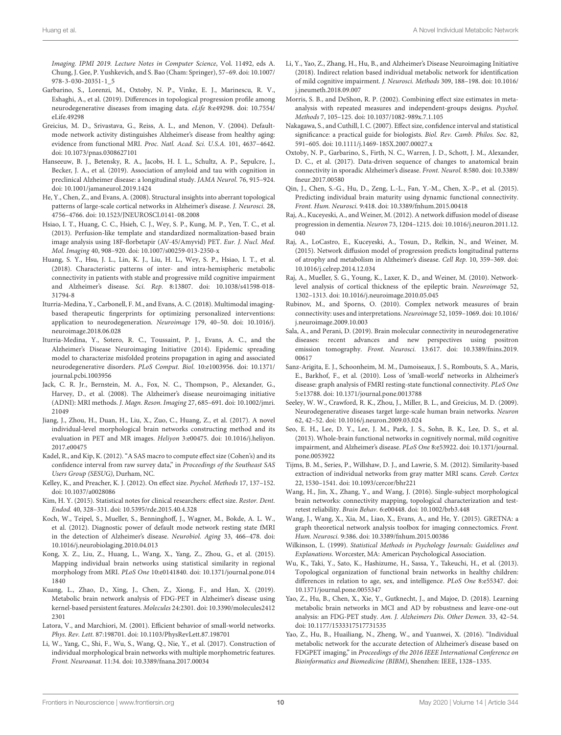*Imaging. IPMI 2019. Lecture Notes in Computer Science*, Vol. 11492, eds A. Chung, J. Gee, P. Yushkevich, and S. Bao (Cham: Springer), 57–69. doi: 10.1007/978-3-030-20351-1_5

Garbarino, S., Lorenzi, M., Oxtoby, N. P., Vinke, E. J., Marinescu, R. V., Eshaghi, A., et al. (2019). Differences in topological progression profile among neurodegenerative diseases from imaging data. *eLife* 8:e49298. doi: 10.7554/eLife.49298

Greicius, M. D., Srivastava, G., Reiss, A. L., and Menon, V. (2004). Default-mode network activity distinguishes Alzheimer's disease from healthy aging: evidence from functional MRI. *Proc. Natl. Acad. Sci. U.S.A.* 101, 4637–4642. doi: 10.1073/pnas.0308627101

Hanseeuw, B. J., Betensky, R. A., Jacobs, H. I. L., Schultz, A. P., Sepulcre, J., Becker, J. A., et al. (2019). Association of amyloid and tau with cognition in preclinical Alzheimer disease: a longitudinal study. *JAMA Neurol.* 76, 915–924. doi: 10.1001/jamaneurol.2019.1424

He, Y., Chen, Z., and Evans, A. (2008). Structural insights into aberrant topological patterns of large-scale cortical networks in Alzheimer's disease. *J. Neurosci.* 28, 4756–4766. doi: 10.1523/JNEUROSCI.0141-08.2008

Hsiao, I. T., Huang, C. C., Hsieh, C. J., Wey, S. P., Kung, M. P., Yen, T. C., et al. (2013). Perfusion-like template and standardized normalization-based brain image analysis using 18F-florbetapir (AV-45/Amyvid) PET. *Eur. J. Nucl. Med. Mol. Imaging* 40, 908–920. doi: 10.1007/s00259-013-2350-x

Huang, S. Y., Hsu, J. L., Lin, K. J., Liu, H. L., Wey, S. P., Hsiao, I. T., et al. (2018). Characteristic patterns of inter- and intra-hemispheric metabolic connectivity in patients with stable and progressive mild cognitive impairment and Alzheimer's disease. *Sci. Rep.* 8:13807. doi: 10.1038/s41598-018-31794-8

Iturria-Medina, Y., Carbonell, F. M., and Evans, A. C. (2018). Multimodal imaging-based therapeutic fingerprints for optimizing personalized interventions: application to neurodegeneration. *Neuroimage* 179, 40–50. doi: 10.1016/j.neuroimage.2018.06.028

Iturria-Medina, Y., Sotero, R. C., Toussaint, P. J., Evans, A. C., and the Alzheimer's Disease Neuroimaging Initiative (2014). Epidemic spreading model to characterize misfolded proteins propagation in aging and associated neurodegenerative disorders. *PLoS Comput. Biol.* 10:e1003956. doi: 10.1371/journal.pcbi.1003956

Jack, C. R. Jr., Bernstein, M. A., Fox, N. C., Thompson, P., Alexander, G., Harvey, D., et al. (2008). The Alzheimer's disease neuroimaging initiative (ADNI): MRI methods. *J. Magn. Reson. Imaging* 27, 685–691. doi: 10.1002/jmri.21049

Jiang, J., Zhou, H., Duan, H., Liu, X., Zuo, C., Huang, Z., et al. (2017). A novel individual-level morphological brain networks constructing method and its evaluation in PET and MR images. *Heliyon* 3:e00475. doi: 10.1016/j.heliyon.2017.e00475

Kadel, R., and Kip, K. (2012). "A SAS macro to compute effect size (Cohen's) and its confidence interval from raw survey data," in *Proceedings of the Southeast SAS Users Group (SESUG)*, Durham, NC.

Kelley, K., and Preacher, K. J. (2012). On effect size. *Psychol. Methods* 17, 137–152. doi: 10.1037/a0028086

Kim, H. Y. (2015). Statistical notes for clinical researchers: effect size. *Restor. Dent. Endod.* 40, 328–331. doi: 10.5395/rde.2015.40.4.328

Koch, W., Teipel, S., Mueller, S., Benninghoff, J., Wagner, M., Bokde, A. L. W., et al. (2012). Diagnostic power of default mode network resting state fMRI in the detection of Alzheimer's disease. *Neurobiol. Aging* 33, 466–478. doi: 10.1016/j.neurobiolaging.2010.04.013

Kong, X. Z., Liu, Z., Huang, L., Wang, X., Yang, Z., Zhou, G., et al. (2015). Mapping individual brain networks using statistical similarity in regional morphology from MRI. *PLoS One* 10:e0141840. doi: 10.1371/journal.pone.0141840

Kuang, L., Zhao, D., Xing, J., Chen, Z., Xiong, F., and Han, X. (2019). Metabolic brain network analysis of FDG-PET in Alzheimer's disease using kernel-based persistent features. *Molecules* 24:2301. doi: 10.3390/molecules24122301

Latora, V., and Marchiori, M. (2001). Efficient behavior of small-world networks. *Phys. Rev. Lett.* 87:198701. doi: 10.1103/PhysRevLett.87.198701

Li, W., Yang, C., Shi, F., Wu, S., Wang, Q., Nie, Y., et al. (2017). Construction of individual morphological brain networks with multiple morphometric features. *Front. Neuroanat.* 11:34. doi: 10.3389/fnana.2017.00034

Li, Y., Yao, Z., Zhang, H., Hu, B., and Alzheimer's Disease Neuroimaging Initiative (2018). Indirect relation based individual metabolic network for identification of mild cognitive impairment. *J. Neurosci. Methods* 309, 188–198. doi: 10.1016/j.jneumeth.2018.09.007

Morris, S. B., and DeShon, R. P. (2002). Combining effect size estimates in meta-analysis with repeated measures and independent-groups designs. *Psychol. Methods* 7, 105–125. doi: 10.1037/1082-989x.7.1.105

Nakagawa, S., and Cuthill, I. C. (2007). Effect size, confidence interval and statistical significance: a practical guide for biologists. *Biol. Rev. Camb. Philos. Soc.* 82, 591–605. doi: 10.1111/j.1469-185X.2007.00027.x

Oxtoby, N. P., Garbarino, S., Firth, N. C., Warren, J. D., Schott, J. M., Alexander, D. C., et al. (2017). Data-driven sequence of changes to anatomical brain connectivity in sporadic Alzheimer's disease. *Front. Neurol.* 8:580. doi: 10.3389/fneur.2017.00580

Qin, J., Chen, S.-G., Hu, D., Zeng, L.-L., Fan, Y.-M., Chen, X.-P., et al. (2015). Predicting individual brain maturity using dynamic functional connectivity. *Front. Hum. Neurosci.* 9:418. doi: 10.3389/fnhum.2015.00418

Raj, A., Kuceyeski, A., and Weiner, M. (2012). A network diffusion model of disease progression in dementia. *Neuron* 73, 1204–1215. doi: 10.1016/j.neuron.2011.12.040

Raj, A., LoCastro, E., Kuceyeski, A., Tosun, D., Relkin, N., and Weiner, M. (2015). Network diffusion model of progression predicts longitudinal patterns of atrophy and metabolism in Alzheimer's disease. *Cell Rep.* 10, 359–369. doi: 10.1016/j.celrep.2014.12.034

Raj, A., Mueller, S. G., Young, K., Laxer, K. D., and Weiner, M. (2010). Network-level analysis of cortical thickness of the epileptic brain. *Neuroimage* 52, 1302–1313. doi: 10.1016/j.neuroimage.2010.05.045

Rubinov, M., and Sporns, O. (2010). Complex network measures of brain connectivity: uses and interpretations. *Neuroimage* 52, 1059–1069. doi: 10.1016/j.neuroimage.2009.10.003

Sala, A., and Perani, D. (2019). Brain molecular connectivity in neurodegenerative diseases: recent advances and new perspectives using positron emission tomography. *Front. Neurosci.* 13:617. doi: 10.3389/fnins.2019.00617

Sanz-Arigita, E. J., Schoonheim, M. M., Damoiseaux, J. S., Rombouts, S. A., Maris, E., Barkhof, F., et al. (2010). Loss of 'small-world' networks in Alzheimer's disease: graph analysis of FMRI resting-state functional connectivity. *PLoS One* 5:e13788. doi: 10.1371/journal.pone.0013788

Seeley, W. W., Crawford, R. K., Zhou, J., Miller, B. L., and Greicius, M. D. (2009). Neurodegenerative diseases target large-scale human brain networks. *Neuron* 62, 42–52. doi: 10.1016/j.neuron.2009.03.024

Seo, E. H., Lee, D. Y., Lee, J. M., Park, J. S., Sohn, B. K., Lee, D. S., et al. (2013). Whole-brain functional networks in cognitively normal, mild cognitive impairment, and Alzheimer's disease. *PLoS One* 8:e53922. doi: 10.1371/journal.pone.0053922

Tijms, B. M., Series, P., Willshaw, D. J., and Lawrie, S. M. (2012). Similarity-based extraction of individual networks from gray matter MRI scans. *Cereb. Cortex* 22, 1530–1541. doi: 10.1093/cercor/bhr221

Wang, H., Jin, X., Zhang, Y., and Wang, J. (2016). Single-subject morphological brain networks: connectivity mapping, topological characterization and test-retest reliability. *Brain Behav.* 6:e00448. doi: 10.1002/brb3.448

Wang, J., Wang, X., Xia, M., Liao, X., Evans, A., and He, Y. (2015). GRETNA: a graph theoretical network analysis toolbox for imaging connectomics. *Front. Hum. Neurosci.* 9:386. doi: 10.3389/fnhum.2015.00386

Wilkinson, L. (1999). *Statistical Methods in Psychology Journals: Guidelines and Explanations*. Worcester, MA: American Psychological Association.

Wu, K., Taki, Y., Sato, K., Hashizume, H., Sassa, Y., Takeuchi, H., et al. (2013). Topological organization of functional brain networks in healthy children: differences in relation to age, sex, and intelligence. *PLoS One* 8:e55347. doi: 10.1371/journal.pone.0055347

Yao, Z., Hu, B., Chen, X., Xie, Y., Gutknecht, J., and Majoe, D. (2018). Learning metabolic brain networks in MCI and AD by robustness and leave-one-out analysis: an FDG-PET study. *Am. J. Alzheimers Dis. Other Demen.* 33, 42–54. doi: 10.1177/1533317517731535

Yao, Z., Hu, B., Huailiang, N., Zheng, W., and Yuanwei, X. (2016). "Individual metabolic network for the accurate detection of Alzheimer's disease based on FDGPET imaging," in *Proceedings of the 2016 IEEE International Conference on Bioinformatics and Biomedicine (BIBM)*, Shenzhen: IEEE, 1328–1335.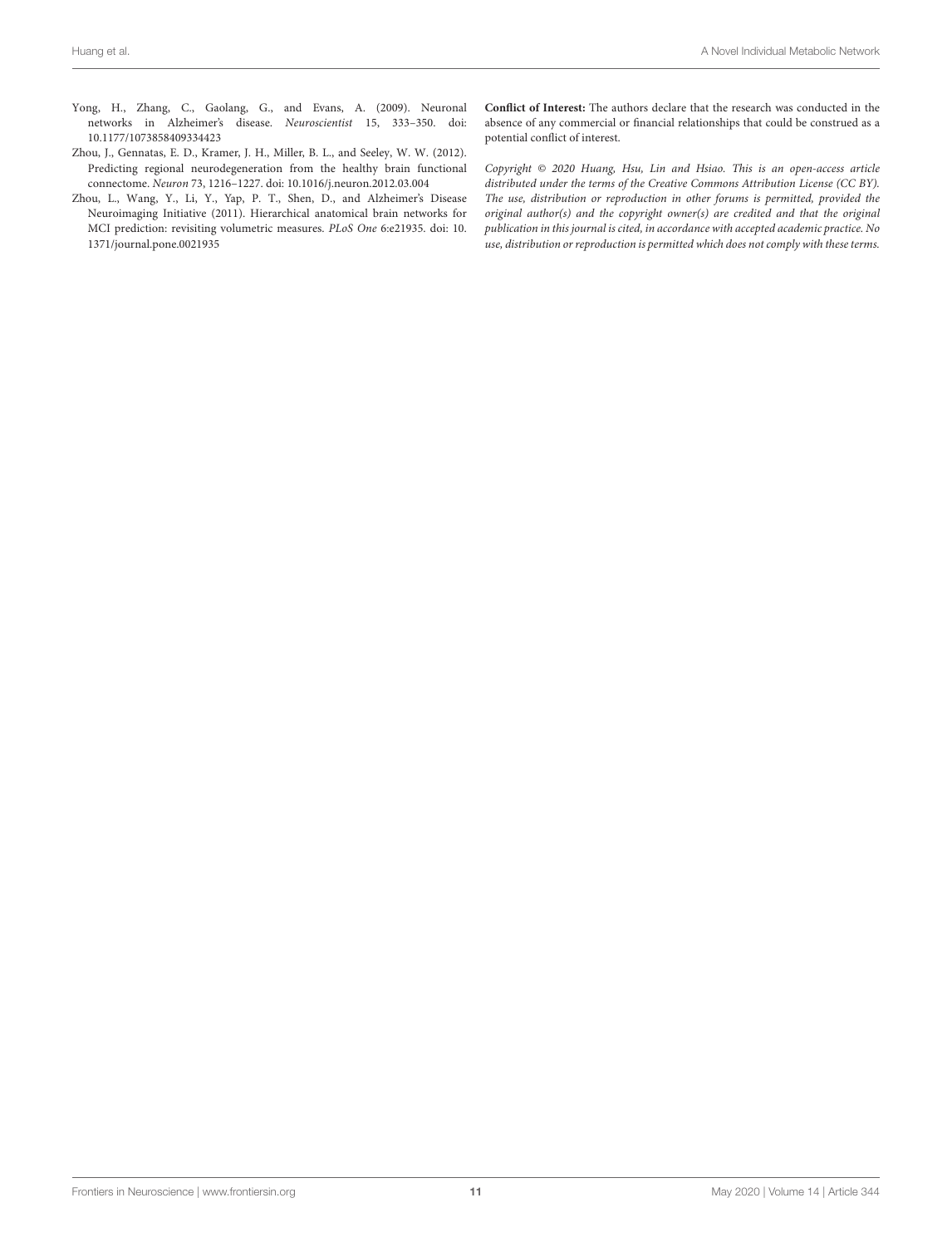Yong, H., Zhang, C., Gaolang, G., and Evans, A. (2009). Neuronal networks in Alzheimer's disease. *Neuroscientist* 15, 333–350. doi: 10.1177/1073858409334423

Zhou, J., Gennatas, E. D., Kramer, J. H., Miller, B. L., and Seeley, W. W. (2012). Predicting regional neurodegeneration from the healthy brain functional connectome. *Neuron* 73, 1216–1227. doi: 10.1016/j.neuron.2012.03.004

Zhou, L., Wang, Y., Li, Y., Yap, P. T., Shen, D., and Alzheimer's Disease Neuroimaging Initiative (2011). Hierarchical anatomical brain networks for MCI prediction: revisiting volumetric measures. *PLoS One* 6:e21935. doi: 10.1371/journal.pone.0021935

**Conflict of Interest:** The authors declare that the research was conducted in the absence of any commercial or financial relationships that could be construed as a potential conflict of interest.

*Copyright © 2020 Huang, Hsu, Lin and Hsiao. This is an open-access article distributed under the terms of the Creative Commons Attribution License (CC BY). The use, distribution or reproduction in other forums is permitted, provided the original author(s) and the copyright owner(s) are credited and that the original publication in this journal is cited, in accordance with accepted academic practice. No use, distribution or reproduction is permitted which does not comply with these terms.*